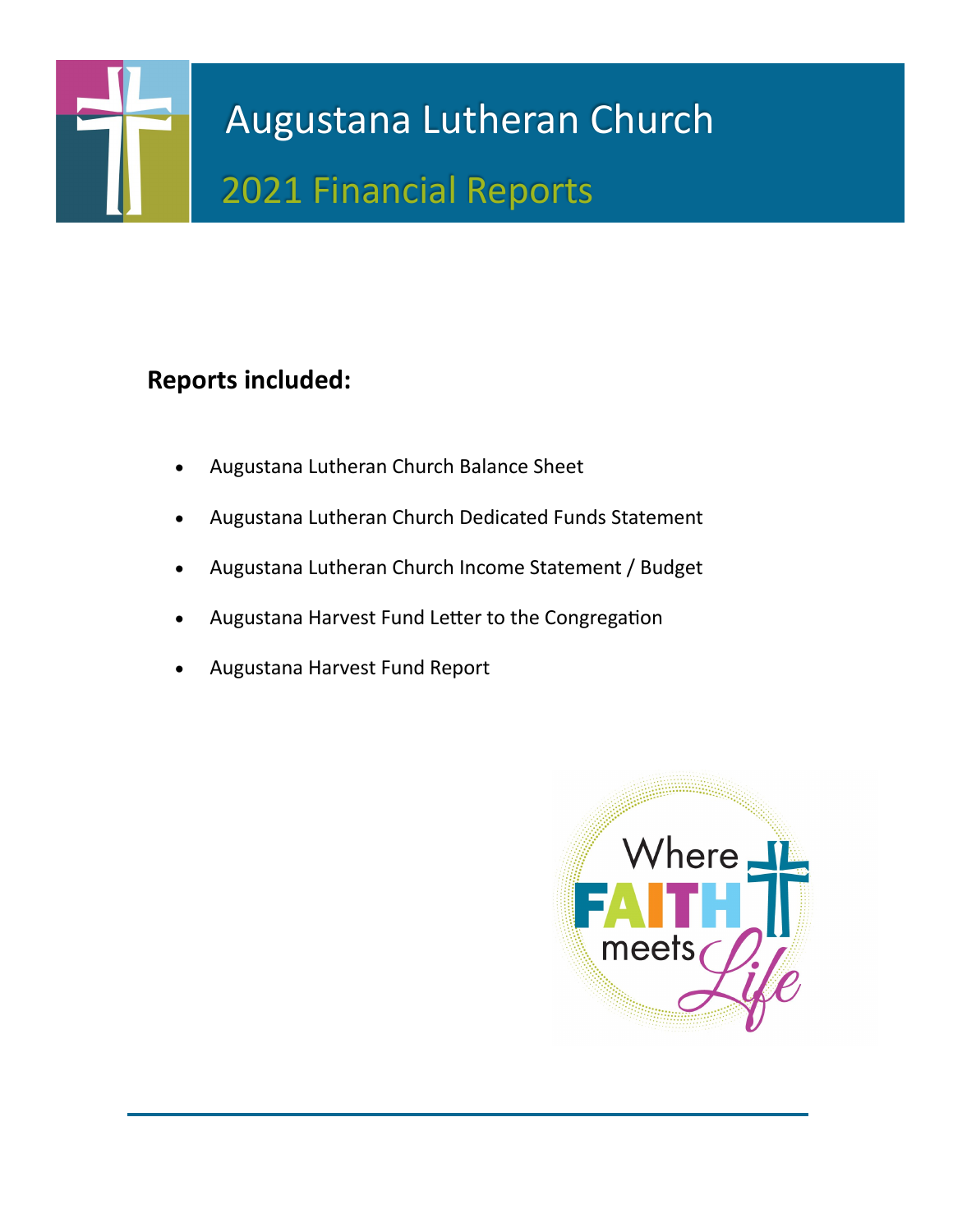# Augustana Lutheran Church

## 2021 Financial Reports

**Reports included:**

- Augustana Lutheran Church Balance Sheet
- Augustana Lutheran Church Dedicated Funds Statement
- Augustana Lutheran Church Income Statement / Budget
- Augustana Harvest Fund Letter to the Congregation
- Augustana Harvest Fund Report

Where FAITH meets Life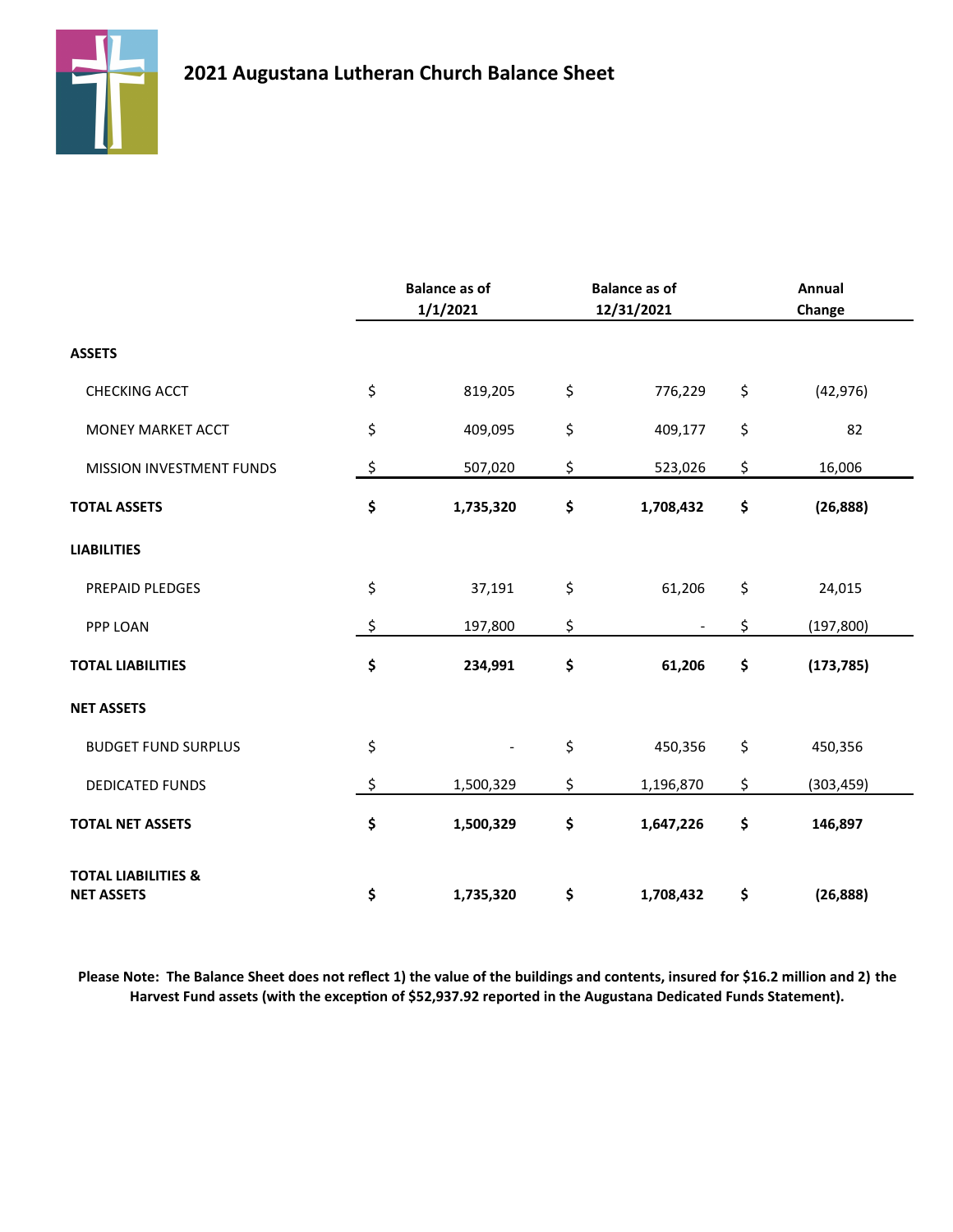# 2021 Augustana Lutheran Church Balance Sheet

| | Balance as of 1/1/2021 | Balance as of 12/31/2021 | Annual Change |
|---|---|---|---|
| **ASSETS** | | | |
| CHECKING ACCT | $ 819,205 | $ 776,229 | $ (42,976) |
| MONEY MARKET ACCT | $ 409,095 | $ 409,177 | $ 82 |
| MISSION INVESTMENT FUNDS | $ 507,020 | $ 523,026 | $ 16,006 |
| **TOTAL ASSETS** | **$ 1,735,320** | **$ 1,708,432** | **$ (26,888)** |
| **LIABILITIES** | | | |
| PREPAID PLEDGES | $ 37,191 | $ 61,206 | $ 24,015 |
| PPP LOAN | $ 197,800 | $ - | $ (197,800) |
| **TOTAL LIABILITIES** | **$ 234,991** | **$ 61,206** | **$ (173,785)** |
| **NET ASSETS** | | | |
| BUDGET FUND SURPLUS | $ - | $ 450,356 | $ 450,356 |
| DEDICATED FUNDS | $ 1,500,329 | $ 1,196,870 | $ (303,459) |
| **TOTAL NET ASSETS** | **$ 1,500,329** | **$ 1,647,226** | **$ 146,897** |
| **TOTAL LIABILITIES & NET ASSETS** | **$ 1,735,320** | **$ 1,708,432** | **$ (26,888)** |

**Please Note: The Balance Sheet does not reflect 1) the value of the buildings and contents, insured for $16.2 million and 2) the Harvest Fund assets (with the exception of $52,937.92 reported in the Augustana Dedicated Funds Statement).**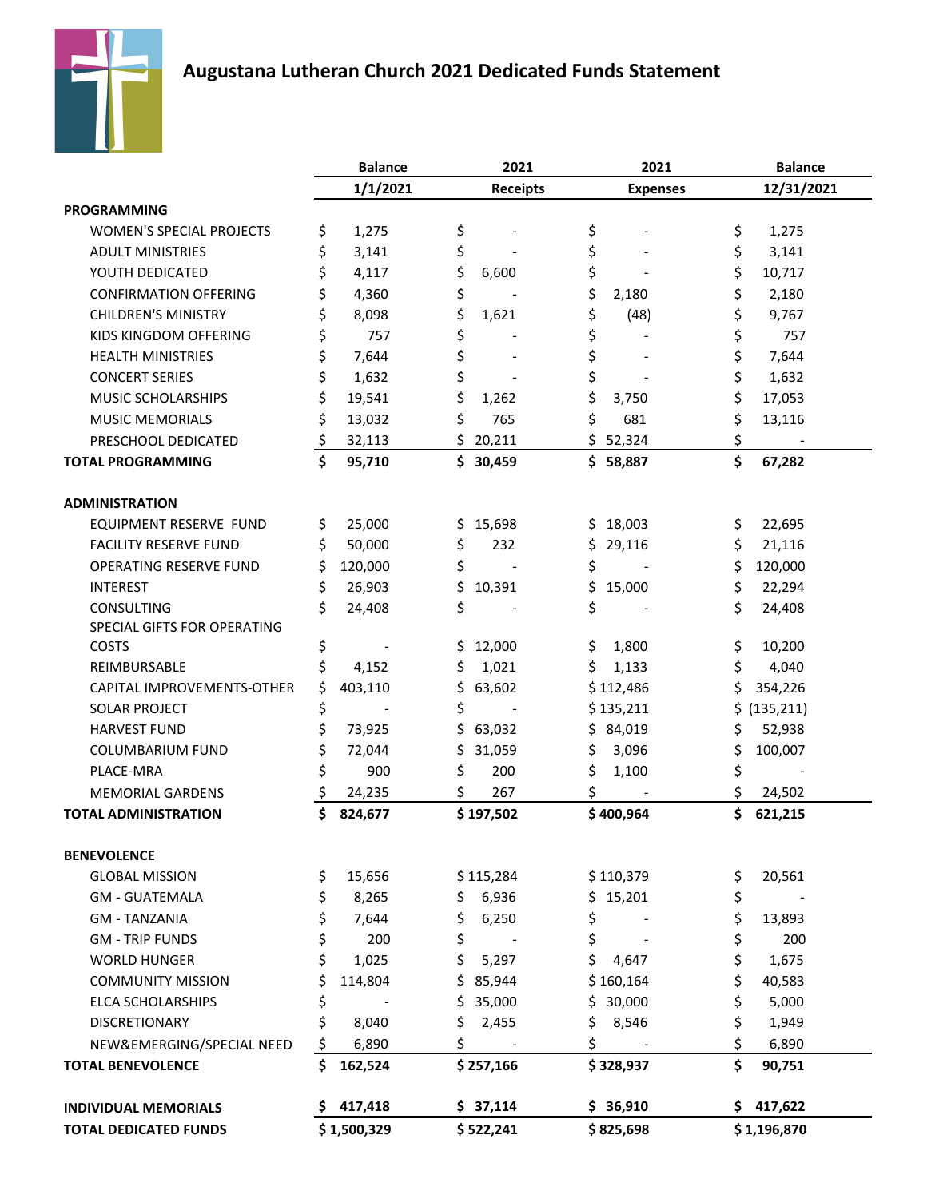# Augustana Lutheran Church 2021 Dedicated Funds Statement

| | Balance 1/1/2021 | 2021 Receipts | 2021 Expenses | Balance 12/31/2021 |
|---|---|---|---|---|
| **PROGRAMMING** | | | | |
| WOMEN'S SPECIAL PROJECTS | $ 1,275 | $ - | $ - | $ 1,275 |
| ADULT MINISTRIES | $ 3,141 | $ - | $ - | $ 3,141 |
| YOUTH DEDICATED | $ 4,117 | $ 6,600 | $ - | $ 10,717 |
| CONFIRMATION OFFERING | $ 4,360 | $ - | $ 2,180 | $ 2,180 |
| CHILDREN'S MINISTRY | $ 8,098 | $ 1,621 | $ (48) | $ 9,767 |
| KIDS KINGDOM OFFERING | $ 757 | $ - | $ - | $ 757 |
| HEALTH MINISTRIES | $ 7,644 | $ - | $ - | $ 7,644 |
| CONCERT SERIES | $ 1,632 | $ - | $ - | $ 1,632 |
| MUSIC SCHOLARSHIPS | $ 19,541 | $ 1,262 | $ 3,750 | $ 17,053 |
| MUSIC MEMORIALS | $ 13,032 | $ 765 | $ 681 | $ 13,116 |
| PRESCHOOL DEDICATED | $ 32,113 | $ 20,211 | $ 52,324 | $ - |
| **TOTAL PROGRAMMING** | **$ 95,710** | **$ 30,459** | **$ 58,887** | **$ 67,282** |
| **ADMINISTRATION** | | | | |
| EQUIPMENT RESERVE FUND | $ 25,000 | $ 15,698 | $ 18,003 | $ 22,695 |
| FACILITY RESERVE FUND | $ 50,000 | $ 232 | $ 29,116 | $ 21,116 |
| OPERATING RESERVE FUND | $ 120,000 | $ - | $ - | $ 120,000 |
| INTEREST | $ 26,903 | $ 10,391 | $ 15,000 | $ 22,294 |
| CONSULTING | $ 24,408 | $ - | $ - | $ 24,408 |
| SPECIAL GIFTS FOR OPERATING COSTS | $ - | $ 12,000 | $ 1,800 | $ 10,200 |
| REIMBURSABLE | $ 4,152 | $ 1,021 | $ 1,133 | $ 4,040 |
| CAPITAL IMPROVEMENTS-OTHER | $ 403,110 | $ 63,602 | $ 112,486 | $ 354,226 |
| SOLAR PROJECT | $ - | $ - | $ 135,211 | $ (135,211) |
| HARVEST FUND | $ 73,925 | $ 63,032 | $ 84,019 | $ 52,938 |
| COLUMBARIUM FUND | $ 72,044 | $ 31,059 | $ 3,096 | $ 100,007 |
| PLACE-MRA | $ 900 | $ 200 | $ 1,100 | $ - |
| MEMORIAL GARDENS | $ 24,235 | $ 267 | $ - | $ 24,502 |
| **TOTAL ADMINISTRATION** | **$ 824,677** | **$ 197,502** | **$ 400,964** | **$ 621,215** |
| **BENEVOLENCE** | | | | |
| GLOBAL MISSION | $ 15,656 | $ 115,284 | $ 110,379 | $ 20,561 |
| GM - GUATEMALA | $ 8,265 | $ 6,936 | $ 15,201 | $ - |
| GM - TANZANIA | $ 7,644 | $ 6,250 | $ - | $ 13,893 |
| GM - TRIP FUNDS | $ 200 | $ - | $ - | $ 200 |
| WORLD HUNGER | $ 1,025 | $ 5,297 | $ 4,647 | $ 1,675 |
| COMMUNITY MISSION | $ 114,804 | $ 85,944 | $ 160,164 | $ 40,583 |
| ELCA SCHOLARSHIPS | $ - | $ 35,000 | $ 30,000 | $ 5,000 |
| DISCRETIONARY | $ 8,040 | $ 2,455 | $ 8,546 | $ 1,949 |
| NEW&EMERGING/SPECIAL NEED | $ 6,890 | $ - | $ - | $ 6,890 |
| **TOTAL BENEVOLENCE** | **$ 162,524** | **$ 257,166** | **$ 328,937** | **$ 90,751** |
| **INDIVIDUAL MEMORIALS** | **$ 417,418** | **$ 37,114** | **$ 36,910** | **$ 417,622** |
| **TOTAL DEDICATED FUNDS** | **$ 1,500,329** | **$ 522,241** | **$ 825,698** | **$ 1,196,870** |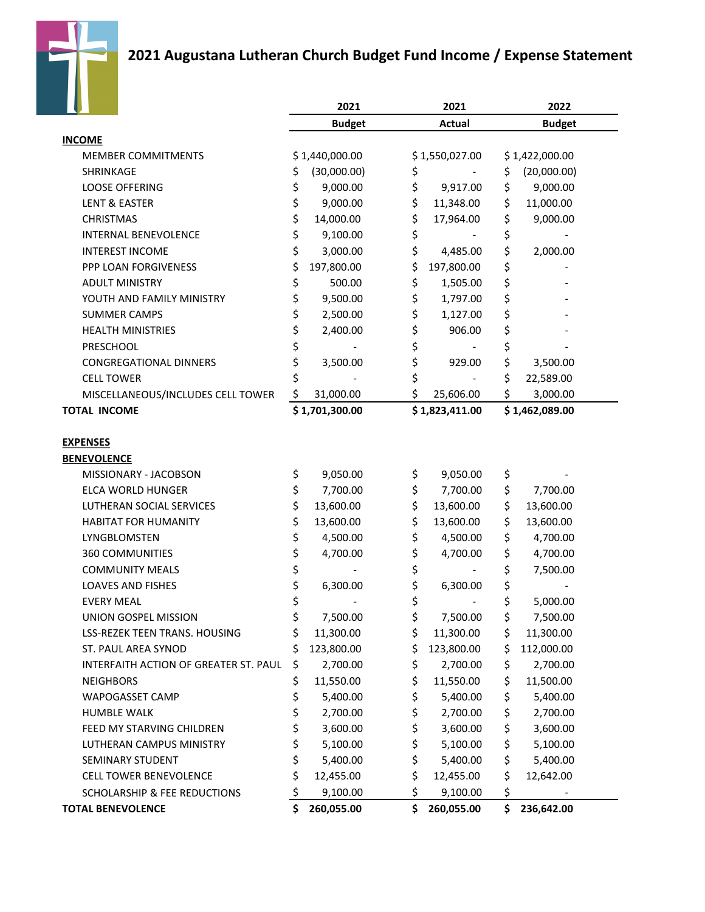# 2021 Augustana Lutheran Church Budget Fund Income / Expense Statement

| | 2021 Budget | 2021 Actual | 2022 Budget |
|---|---|---|---|
| **INCOME** | | | |
| MEMBER COMMITMENTS | $ 1,440,000.00 | $ 1,550,027.00 | $ 1,422,000.00 |
| SHRINKAGE | $ (30,000.00) | $ - | $ (20,000.00) |
| LOOSE OFFERING | $ 9,000.00 | $ 9,917.00 | $ 9,000.00 |
| LENT & EASTER | $ 9,000.00 | $ 11,348.00 | $ 11,000.00 |
| CHRISTMAS | $ 14,000.00 | $ 17,964.00 | $ 9,000.00 |
| INTERNAL BENEVOLENCE | $ 9,100.00 | $ - | $ - |
| INTEREST INCOME | $ 3,000.00 | $ 4,485.00 | $ 2,000.00 |
| PPP LOAN FORGIVENESS | $ 197,800.00 | $ 197,800.00 | $ - |
| ADULT MINISTRY | $ 500.00 | $ 1,505.00 | $ - |
| YOUTH AND FAMILY MINISTRY | $ 9,500.00 | $ 1,797.00 | $ - |
| SUMMER CAMPS | $ 2,500.00 | $ 1,127.00 | $ - |
| HEALTH MINISTRIES | $ 2,400.00 | $ 906.00 | $ - |
| PRESCHOOL | $ - | $ - | $ - |
| CONGREGATIONAL DINNERS | $ 3,500.00 | $ 929.00 | $ 3,500.00 |
| CELL TOWER | $ - | $ - | $ 22,589.00 |
| MISCELLANEOUS/INCLUDES CELL TOWER | $ 31,000.00 | $ 25,606.00 | $ 3,000.00 |
| **TOTAL INCOME** | **$ 1,701,300.00** | **$ 1,823,411.00** | **$ 1,462,089.00** |
| | | | |
| **EXPENSES** | | | |
| **BENEVOLENCE** | | | |
| MISSIONARY - JACOBSON | $ 9,050.00 | $ 9,050.00 | $ - |
| ELCA WORLD HUNGER | $ 7,700.00 | $ 7,700.00 | $ 7,700.00 |
| LUTHERAN SOCIAL SERVICES | $ 13,600.00 | $ 13,600.00 | $ 13,600.00 |
| HABITAT FOR HUMANITY | $ 13,600.00 | $ 13,600.00 | $ 13,600.00 |
| LYNGBLOMSTEN | $ 4,500.00 | $ 4,500.00 | $ 4,700.00 |
| 360 COMMUNITIES | $ 4,700.00 | $ 4,700.00 | $ 4,700.00 |
| COMMUNITY MEALS | $ - | $ - | $ 7,500.00 |
| LOAVES AND FISHES | $ 6,300.00 | $ 6,300.00 | $ - |
| EVERY MEAL | $ - | $ - | $ 5,000.00 |
| UNION GOSPEL MISSION | $ 7,500.00 | $ 7,500.00 | $ 7,500.00 |
| LSS-REZEK TEEN TRANS. HOUSING | $ 11,300.00 | $ 11,300.00 | $ 11,300.00 |
| ST. PAUL AREA SYNOD | $ 123,800.00 | $ 123,800.00 | $ 112,000.00 |
| INTERFAITH ACTION OF GREATER ST. PAUL | $ 2,700.00 | $ 2,700.00 | $ 2,700.00 |
| NEIGHBORS | $ 11,550.00 | $ 11,550.00 | $ 11,500.00 |
| WAPOGASSET CAMP | $ 5,400.00 | $ 5,400.00 | $ 5,400.00 |
| HUMBLE WALK | $ 2,700.00 | $ 2,700.00 | $ 2,700.00 |
| FEED MY STARVING CHILDREN | $ 3,600.00 | $ 3,600.00 | $ 3,600.00 |
| LUTHERAN CAMPUS MINISTRY | $ 5,100.00 | $ 5,100.00 | $ 5,100.00 |
| SEMINARY STUDENT | $ 5,400.00 | $ 5,400.00 | $ 5,400.00 |
| CELL TOWER BENEVOLENCE | $ 12,455.00 | $ 12,455.00 | $ 12,642.00 |
| SCHOLARSHIP & FEE REDUCTIONS | $ 9,100.00 | $ 9,100.00 | $ - |
| **TOTAL BENEVOLENCE** | **$ 260,055.00** | **$ 260,055.00** | **$ 236,642.00** |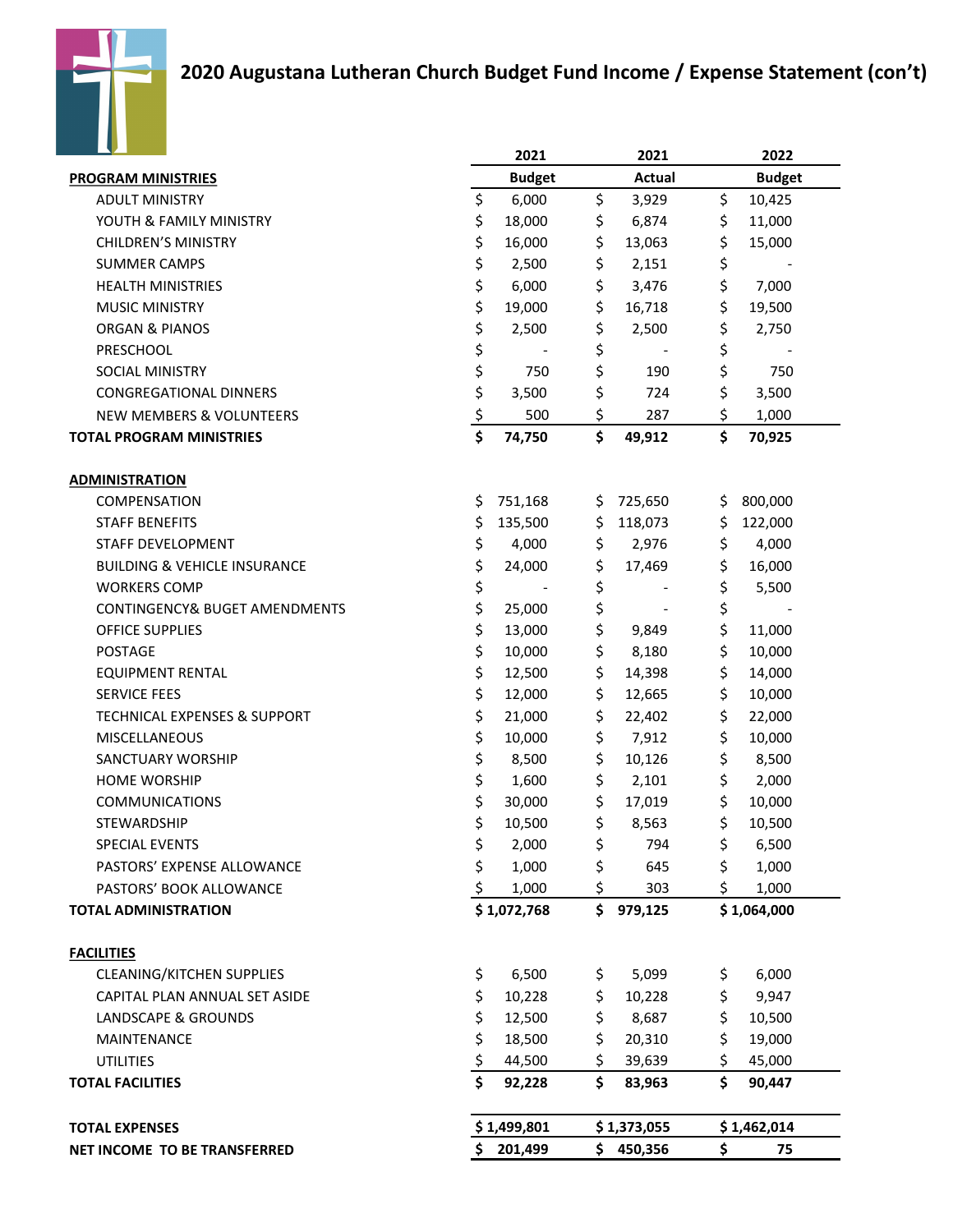# 2020 Augustana Lutheran Church Budget Fund Income / Expense Statement (con't)

| | 2021 Budget | 2021 Actual | 2022 Budget |
|---|---|---|---|
| **PROGRAM MINISTRIES** | | | |
| ADULT MINISTRY | $ 6,000 | $ 3,929 | $ 10,425 |
| YOUTH & FAMILY MINISTRY | $ 18,000 | $ 6,874 | $ 11,000 |
| CHILDREN'S MINISTRY | $ 16,000 | $ 13,063 | $ 15,000 |
| SUMMER CAMPS | $ 2,500 | $ 2,151 | $ - |
| HEALTH MINISTRIES | $ 6,000 | $ 3,476 | $ 7,000 |
| MUSIC MINISTRY | $ 19,000 | $ 16,718 | $ 19,500 |
| ORGAN & PIANOS | $ 2,500 | $ 2,500 | $ 2,750 |
| PRESCHOOL | $ - | $ - | $ - |
| SOCIAL MINISTRY | $ 750 | $ 190 | $ 750 |
| CONGREGATIONAL DINNERS | $ 3,500 | $ 724 | $ 3,500 |
| NEW MEMBERS & VOLUNTEERS | $ 500 | $ 287 | $ 1,000 |
| **TOTAL PROGRAM MINISTRIES** | **$ 74,750** | **$ 49,912** | **$ 70,925** |
| | | | |
| **ADMINISTRATION** | | | |
| COMPENSATION | $ 751,168 | $ 725,650 | $ 800,000 |
| STAFF BENEFITS | $ 135,500 | $ 118,073 | $ 122,000 |
| STAFF DEVELOPMENT | $ 4,000 | $ 2,976 | $ 4,000 |
| BUILDING & VEHICLE INSURANCE | $ 24,000 | $ 17,469 | $ 16,000 |
| WORKERS COMP | $ - | $ - | $ 5,500 |
| CONTINGENCY& BUGET AMENDMENTS | $ 25,000 | $ - | $ - |
| OFFICE SUPPLIES | $ 13,000 | $ 9,849 | $ 11,000 |
| POSTAGE | $ 10,000 | $ 8,180 | $ 10,000 |
| EQUIPMENT RENTAL | $ 12,500 | $ 14,398 | $ 14,000 |
| SERVICE FEES | $ 12,000 | $ 12,665 | $ 10,000 |
| TECHNICAL EXPENSES & SUPPORT | $ 21,000 | $ 22,402 | $ 22,000 |
| MISCELLANEOUS | $ 10,000 | $ 7,912 | $ 10,000 |
| SANCTUARY WORSHIP | $ 8,500 | $ 10,126 | $ 8,500 |
| HOME WORSHIP | $ 1,600 | $ 2,101 | $ 2,000 |
| COMMUNICATIONS | $ 30,000 | $ 17,019 | $ 10,000 |
| STEWARDSHIP | $ 10,500 | $ 8,563 | $ 10,500 |
| SPECIAL EVENTS | $ 2,000 | $ 794 | $ 6,500 |
| PASTORS' EXPENSE ALLOWANCE | $ 1,000 | $ 645 | $ 1,000 |
| PASTORS' BOOK ALLOWANCE | $ 1,000 | $ 303 | $ 1,000 |
| **TOTAL ADMINISTRATION** | **$ 1,072,768** | **$ 979,125** | **$ 1,064,000** |
| | | | |
| **FACILITIES** | | | |
| CLEANING/KITCHEN SUPPLIES | $ 6,500 | $ 5,099 | $ 6,000 |
| CAPITAL PLAN ANNUAL SET ASIDE | $ 10,228 | $ 10,228 | $ 9,947 |
| LANDSCAPE & GROUNDS | $ 12,500 | $ 8,687 | $ 10,500 |
| MAINTENANCE | $ 18,500 | $ 20,310 | $ 19,000 |
| UTILITIES | $ 44,500 | $ 39,639 | $ 45,000 |
| **TOTAL FACILITIES** | **$ 92,228** | **$ 83,963** | **$ 90,447** |
| | | | |
| **TOTAL EXPENSES** | **$ 1,499,801** | **$ 1,373,055** | **$ 1,462,014** |
| **NET INCOME TO BE TRANSFERRED** | **$ 201,499** | **$ 450,356** | **$ 75** |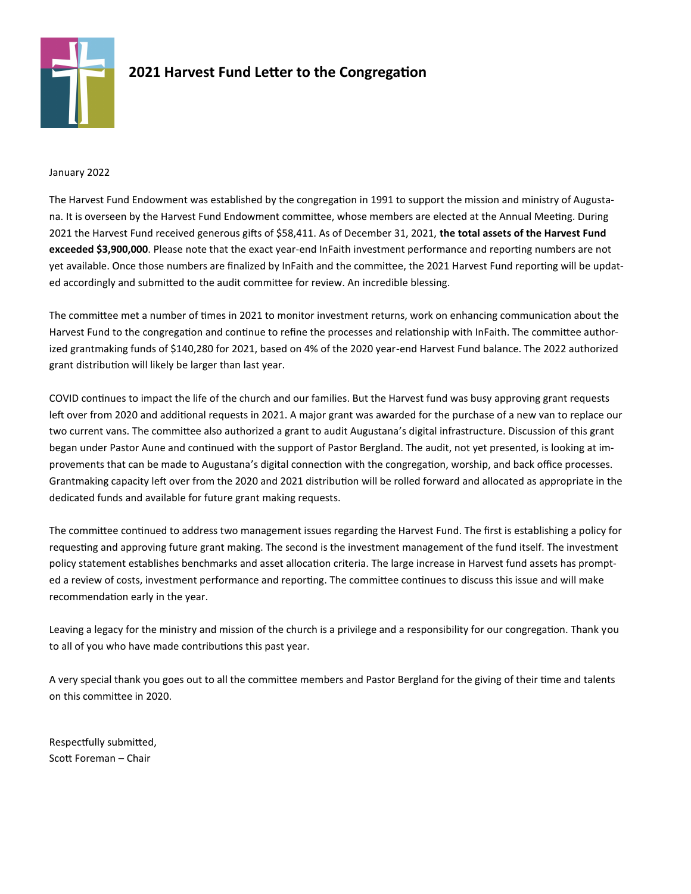# 2021 Harvest Fund Letter to the Congregation

January 2022

The Harvest Fund Endowment was established by the congregation in 1991 to support the mission and ministry of Augustana. It is overseen by the Harvest Fund Endowment committee, whose members are elected at the Annual Meeting. During 2021 the Harvest Fund received generous gifts of $58,411. As of December 31, 2021, **the total assets of the Harvest Fund exceeded $3,900,000**. Please note that the exact year-end InFaith investment performance and reporting numbers are not yet available. Once those numbers are finalized by InFaith and the committee, the 2021 Harvest Fund reporting will be updated accordingly and submitted to the audit committee for review. An incredible blessing.

The committee met a number of times in 2021 to monitor investment returns, work on enhancing communication about the Harvest Fund to the congregation and continue to refine the processes and relationship with InFaith. The committee authorized grantmaking funds of $140,280 for 2021, based on 4% of the 2020 year-end Harvest Fund balance. The 2022 authorized grant distribution will likely be larger than last year.

COVID continues to impact the life of the church and our families. But the Harvest fund was busy approving grant requests left over from 2020 and additional requests in 2021. A major grant was awarded for the purchase of a new van to replace our two current vans. The committee also authorized a grant to audit Augustana's digital infrastructure. Discussion of this grant began under Pastor Aune and continued with the support of Pastor Bergland. The audit, not yet presented, is looking at improvements that can be made to Augustana's digital connection with the congregation, worship, and back office processes. Grantmaking capacity left over from the 2020 and 2021 distribution will be rolled forward and allocated as appropriate in the dedicated funds and available for future grant making requests.

The committee continued to address two management issues regarding the Harvest Fund. The first is establishing a policy for requesting and approving future grant making. The second is the investment management of the fund itself. The investment policy statement establishes benchmarks and asset allocation criteria. The large increase in Harvest fund assets has prompted a review of costs, investment performance and reporting. The committee continues to discuss this issue and will make recommendation early in the year.

Leaving a legacy for the ministry and mission of the church is a privilege and a responsibility for our congregation. Thank you to all of you who have made contributions this past year.

A very special thank you goes out to all the committee members and Pastor Bergland for the giving of their time and talents on this committee in 2020.

Respectfully submitted,
Scott Foreman – Chair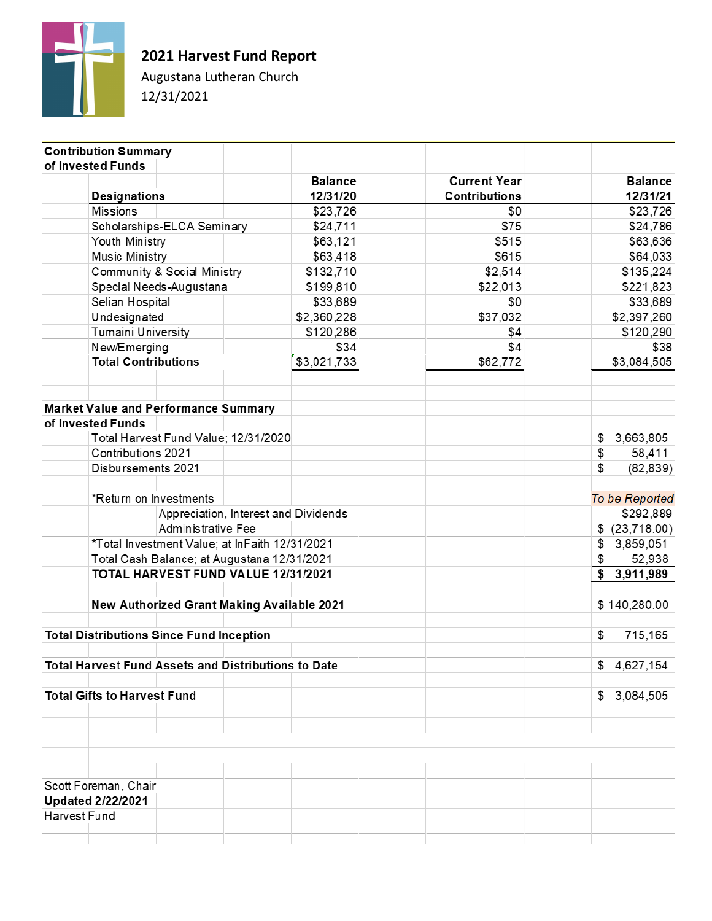## 2021 Harvest Fund Report

Augustana Lutheran Church

12/31/2021

**Contribution Summary of Invested Funds**

| **Designations** | **Balance 12/31/20** | **Current Year Contributions** | **Balance 12/31/21** |
|---|---|---|---|
| Missions | $23,726 | $0 | $23,726 |
| Scholarships-ELCA Seminary | $24,711 | $75 | $24,786 |
| Youth Ministry | $63,121 | $515 | $63,636 |
| Music Ministry | $63,418 | $615 | $64,033 |
| Community & Social Ministry | $132,710 | $2,514 | $135,224 |
| Special Needs-Augustana | $199,810 | $22,013 | $221,823 |
| Selian Hospital | $33,689 | $0 | $33,689 |
| Undesignated | $2,360,228 | $37,032 | $2,397,260 |
| Tumaini University | $120,286 | $4 | $120,290 |
| New/Emerging | $34 | $4 | $38 |
| **Total Contributions** | $3,021,733 | $62,772 | $3,084,505 |

**Market Value and Performance Summary of Invested Funds**

| | |
|---|---|
| Total Harvest Fund Value; 12/31/2020 | $ 3,663,805 |
| Contributions 2021 | $ 58,411 |
| Disbursements 2021 | $ (82,839) |
| | |
| *Return on Investments | *To be Reported* |
| Appreciation, Interest and Dividends | $292,889 |
| Administrative Fee | $ (23,718.00) |
| *Total Investment Value; at InFaith 12/31/2021 | $ 3,859,051 |
| Total Cash Balance; at Augustana 12/31/2021 | $ 52,938 |
| **TOTAL HARVEST FUND VALUE 12/31/2021** | **$ 3,911,989** |
| | |
| **New Authorized Grant Making Available 2021** | $ 140,280.00 |
| | |
| **Total Distributions Since Fund Inception** | $ 715,165 |
| | |
| **Total Harvest Fund Assets and Distributions to Date** | $ 4,627,154 |
| | |
| **Total Gifts to Harvest Fund** | $ 3,084,505 |

Scott Foreman, Chair

**Updated 2/22/2021**

Harvest Fund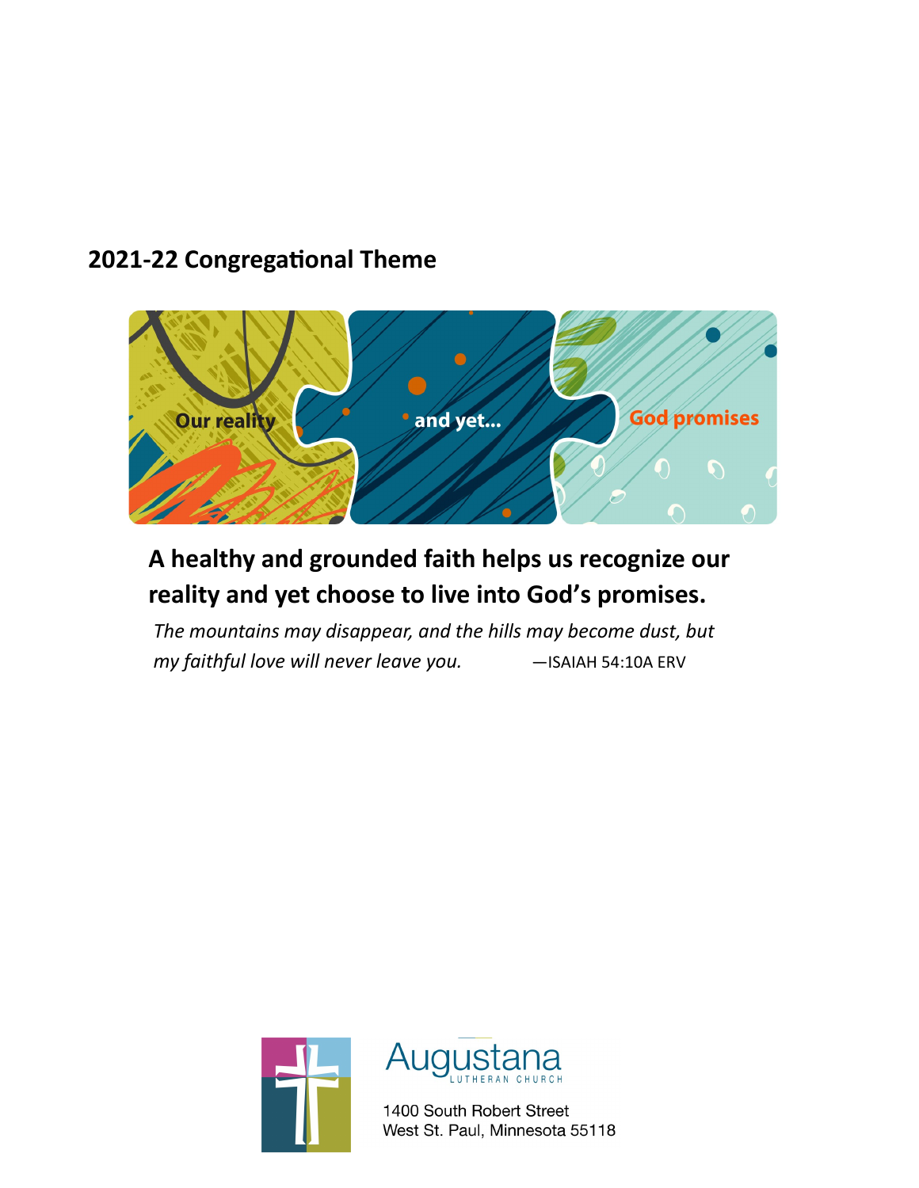## 2021-22 Congregational Theme

Our reality

and yet...

God promises

**A healthy and grounded faith helps us recognize our reality and yet choose to live into God's promises.**

*The mountains may disappear, and the hills may become dust, but my faithful love will never leave you.* —ISAIAH 54:10A ERV

Augustana
LUTHERAN CHURCH

1400 South Robert Street
West St. Paul, Minnesota 55118